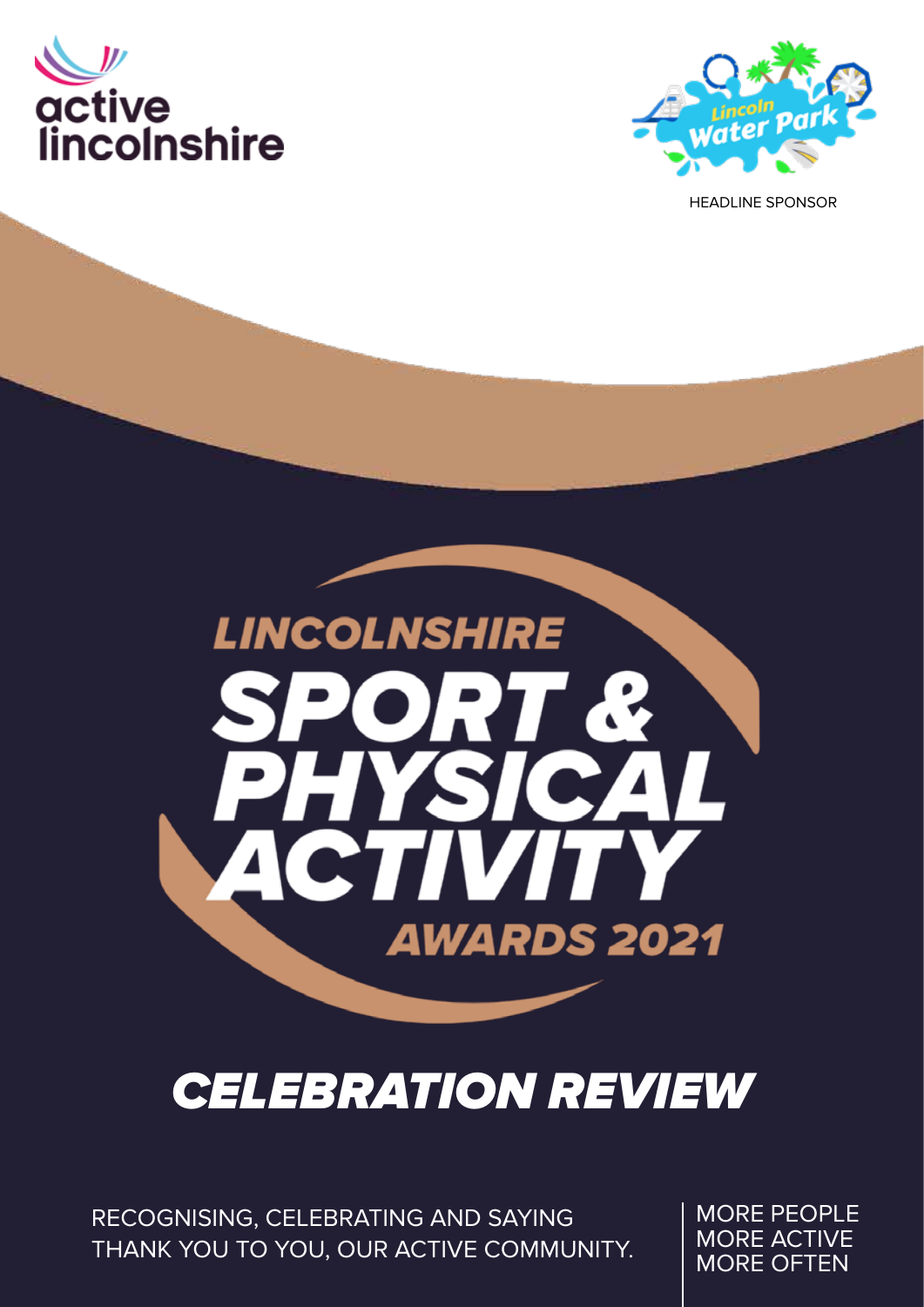active lincolnshire

Lincoln Water Park

HEADLINE SPONSOR

# LINCOLNSHIRE SPORT & PHYSICAL ACTIVITY AWARDS 2021

## CELEBRATION REVIEW

RECOGNISING, CELEBRATING AND SAYING THANK YOU TO YOU, OUR ACTIVE COMMUNITY.

MORE PEOPLE
MORE ACTIVE
MORE OFTEN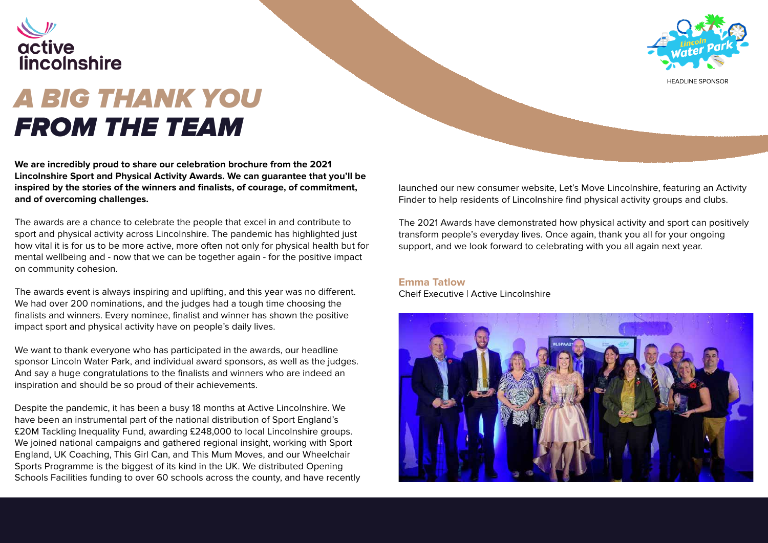# A BIG THANK YOU FROM THE TEAM

HEADLINE SPONSOR

**We are incredibly proud to share our celebration brochure from the 2021 Lincolnshire Sport and Physical Activity Awards. We can guarantee that you'll be inspired by the stories of the winners and finalists, of courage, of commitment, and of overcoming challenges.**

The awards are a chance to celebrate the people that excel in and contribute to sport and physical activity across Lincolnshire. The pandemic has highlighted just how vital it is for us to be more active, more often not only for physical health but for mental wellbeing and - now that we can be together again - for the positive impact on community cohesion.

The awards event is always inspiring and uplifting, and this year was no different. We had over 200 nominations, and the judges had a tough time choosing the finalists and winners. Every nominee, finalist and winner has shown the positive impact sport and physical activity have on people's daily lives.

We want to thank everyone who has participated in the awards, our headline sponsor Lincoln Water Park, and individual award sponsors, as well as the judges. And say a huge congratulations to the finalists and winners who are indeed an inspiration and should be so proud of their achievements.

Despite the pandemic, it has been a busy 18 months at Active Lincolnshire. We have been an instrumental part of the national distribution of Sport England's £20M Tackling Inequality Fund, awarding £248,000 to local Lincolnshire groups. We joined national campaigns and gathered regional insight, working with Sport England, UK Coaching, This Girl Can, and This Mum Moves, and our Wheelchair Sports Programme is the biggest of its kind in the UK. We distributed Opening Schools Facilities funding to over 60 schools across the county, and have recently launched our new consumer website, Let's Move Lincolnshire, featuring an Activity Finder to help residents of Lincolnshire find physical activity groups and clubs.

The 2021 Awards have demonstrated how physical activity and sport can positively transform people's everyday lives. Once again, thank you all for your ongoing support, and we look forward to celebrating with you all again next year.

**Emma Tatlow**
Cheif Executive | Active Lincolnshire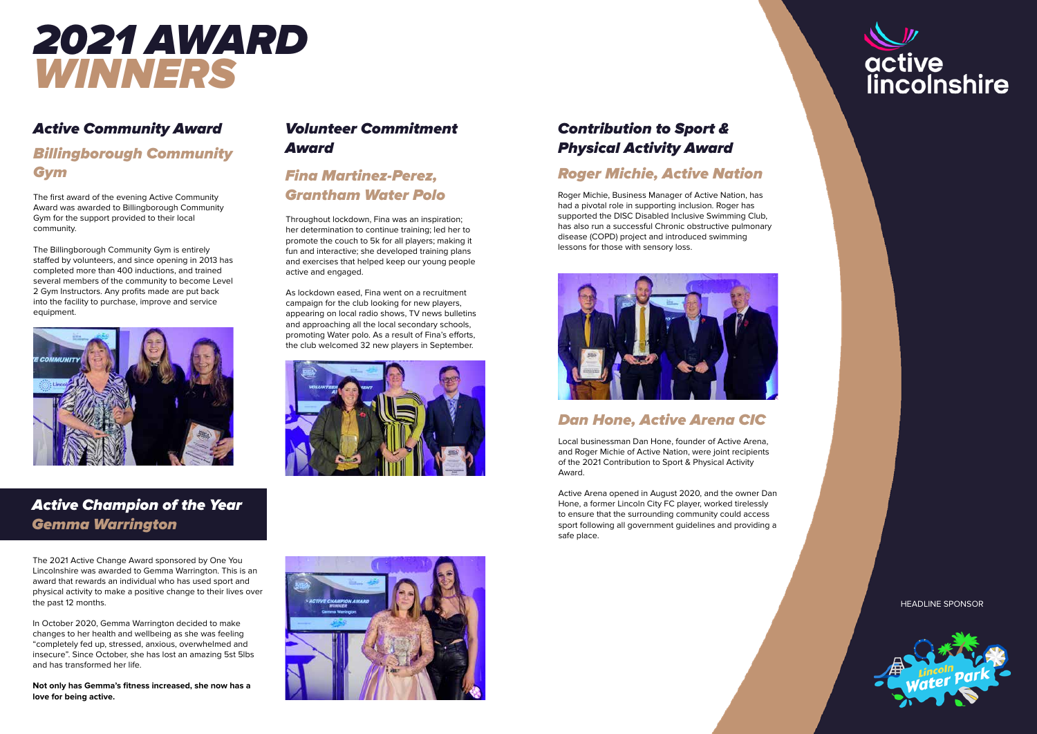# 2021 AWARD WINNERS

## Active Community Award

### Billingborough Community Gym

The first award of the evening Active Community Award was awarded to Billingborough Community Gym for the support provided to their local community.

The Billingborough Community Gym is entirely staffed by volunteers, and since opening in 2013 has completed more than 400 inductions, and trained several members of the community to become Level 2 Gym Instructors. Any profits made are put back into the facility to purchase, improve and service equipment.

## Active Champion of the Year

### Gemma Warrington

The 2021 Active Change Award sponsored by One You Lincolnshire was awarded to Gemma Warrington. This is an award that rewards an individual who has used sport and physical activity to make a positive change to their lives over the past 12 months.

In October 2020, Gemma Warrington decided to make changes to her health and wellbeing as she was feeling "completely fed up, stressed, anxious, overwhelmed and insecure". Since October, she has lost an amazing 5st 5lbs and has transformed her life.

**Not only has Gemma's fitness increased, she now has a love for being active.**

## Volunteer Commitment Award

### Fina Martinez-Perez, Grantham Water Polo

Throughout lockdown, Fina was an inspiration; her determination to continue training; led her to promote the couch to 5k for all players; making it fun and interactive; she developed training plans and exercises that helped keep our young people active and engaged.

As lockdown eased, Fina went on a recruitment campaign for the club looking for new players, appearing on local radio shows, TV news bulletins and approaching all the local secondary schools, promoting Water polo. As a result of Fina's efforts, the club welcomed 32 new players in September.

## Contribution to Sport & Physical Activity Award

### Roger Michie, Active Nation

Roger Michie, Business Manager of Active Nation, has had a pivotal role in supporting inclusion. Roger has supported the DISC Disabled Inclusive Swimming Club, has also run a successful Chronic obstructive pulmonary disease (COPD) project and introduced swimming lessons for those with sensory loss.

### Dan Hone, Active Arena CIC

Local businessman Dan Hone, founder of Active Arena, and Roger Michie of Active Nation, were joint recipients of the 2021 Contribution to Sport & Physical Activity Award.

Active Arena opened in August 2020, and the owner Dan Hone, a former Lincoln City FC player, worked tirelessly to ensure that the surrounding community could access sport following all government guidelines and providing a safe place.

HEADLINE SPONSOR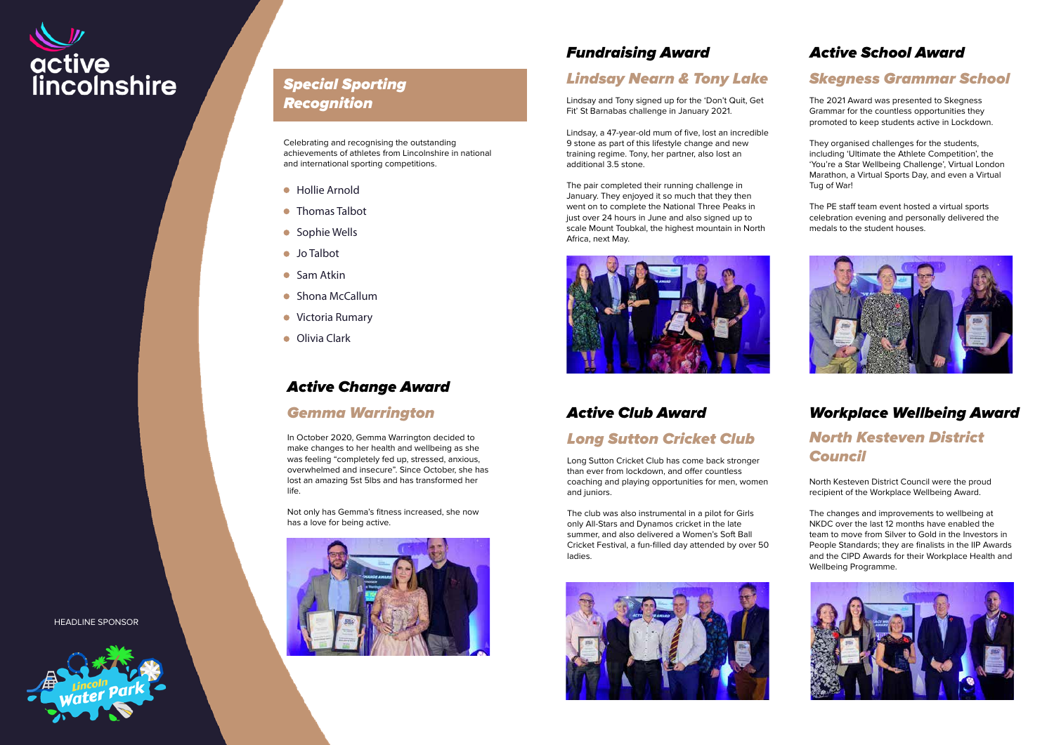active lincolnshire

## Special Sporting Recognition

Celebrating and recognising the outstanding achievements of athletes from Lincolnshire in national and international sporting competitions.

- Hollie Arnold
- Thomas Talbot
- Sophie Wells
- Jo Talbot
- Sam Atkin
- Shona McCallum
- Victoria Rumary
- Olivia Clark

## Active Change Award

### Gemma Warrington

In October 2020, Gemma Warrington decided to make changes to her health and wellbeing as she was feeling "completely fed up, stressed, anxious, overwhelmed and insecure". Since October, she has lost an amazing 5st 5lbs and has transformed her life.

Not only has Gemma's fitness increased, she now has a love for being active.

## Fundraising Award

### Lindsay Nearn & Tony Lake

Lindsay and Tony signed up for the 'Don't Quit, Get Fit' St Barnabas challenge in January 2021.

Lindsay, a 47-year-old mum of five, lost an incredible 9 stone as part of this lifestyle change and new training regime. Tony, her partner, also lost an additional 3.5 stone.

The pair completed their running challenge in January. They enjoyed it so much that they then went on to complete the National Three Peaks in just over 24 hours in June and also signed up to scale Mount Toubkal, the highest mountain in North Africa, next May.

## Active Club Award

### Long Sutton Cricket Club

Long Sutton Cricket Club has come back stronger than ever from lockdown, and offer countless coaching and playing opportunities for men, women and juniors.

The club was also instrumental in a pilot for Girls only All-Stars and Dynamos cricket in the late summer, and also delivered a Women's Soft Ball Cricket Festival, a fun-filled day attended by over 50 ladies.

## Active School Award

### Skegness Grammar School

The 2021 Award was presented to Skegness Grammar for the countless opportunities they promoted to keep students active in Lockdown.

They organised challenges for the students, including 'Ultimate the Athlete Competition', the 'You're a Star Wellbeing Challenge', Virtual London Marathon, a Virtual Sports Day, and even a Virtual Tug of War!

The PE staff team event hosted a virtual sports celebration evening and personally delivered the medals to the student houses.

## Workplace Wellbeing Award

### North Kesteven District Council

North Kesteven District Council were the proud recipient of the Workplace Wellbeing Award.

The changes and improvements to wellbeing at NKDC over the last 12 months have enabled the team to move from Silver to Gold in the Investors in People Standards; they are finalists in the IIP Awards and the CIPD Awards for their Workplace Health and Wellbeing Programme.

HEADLINE SPONSOR

Lincoln Water Park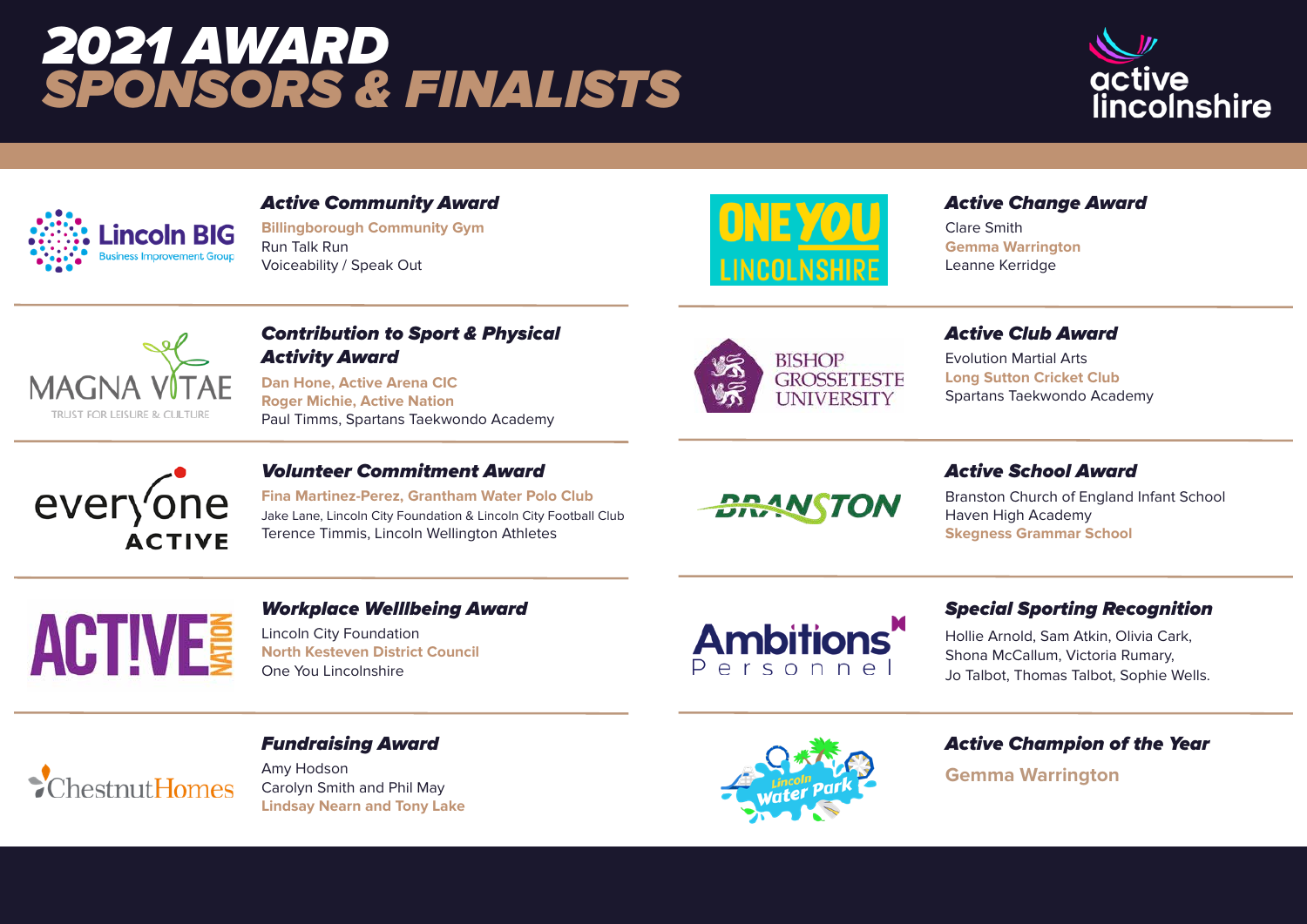# 2021 AWARD SPONSORS & FINALISTS

active lincolnshire

Lincoln BIG Business Improvement Group

### Active Community Award

**Billingborough Community Gym**
Run Talk Run
Voiceability / Speak Out

ONE YOU LINCOLNSHIRE

### Active Change Award

Clare Smith
**Gemma Warrington**
Leanne Kerridge

MAGNA VITAE TRUST FOR LEISURE & CULTURE

### Contribution to Sport & Physical Activity Award

**Dan Hone, Active Arena CIC**
**Roger Michie, Active Nation**
Paul Timms, Spartans Taekwondo Academy

BISHOP GROSSETESTE UNIVERSITY

### Active Club Award

Evolution Martial Arts
**Long Sutton Cricket Club**
Spartans Taekwondo Academy

everyone ACTIVE

### Volunteer Commitment Award

**Fina Martinez-Perez, Grantham Water Polo Club**
Jake Lane, Lincoln City Foundation & Lincoln City Football Club
Terence Timmis, Lincoln Wellington Athletes

BRANSTON

### Active School Award

Branston Church of England Infant School
Haven High Academy
**Skegness Grammar School**

ACTIVE NATION

### Workplace Welllbeing Award

Lincoln City Foundation
**North Kesteven District Council**
One You Lincolnshire

Ambitions Personnel

### Special Sporting Recognition

Hollie Arnold, Sam Atkin, Olivia Cark,
Shona McCallum, Victoria Rumary,
Jo Talbot, Thomas Talbot, Sophie Wells.

ChestnutHomes

### Fundraising Award

Amy Hodson
Carolyn Smith and Phil May
**Lindsay Nearn and Tony Lake**

Lincoln Water Park

### Active Champion of the Year

**Gemma Warrington**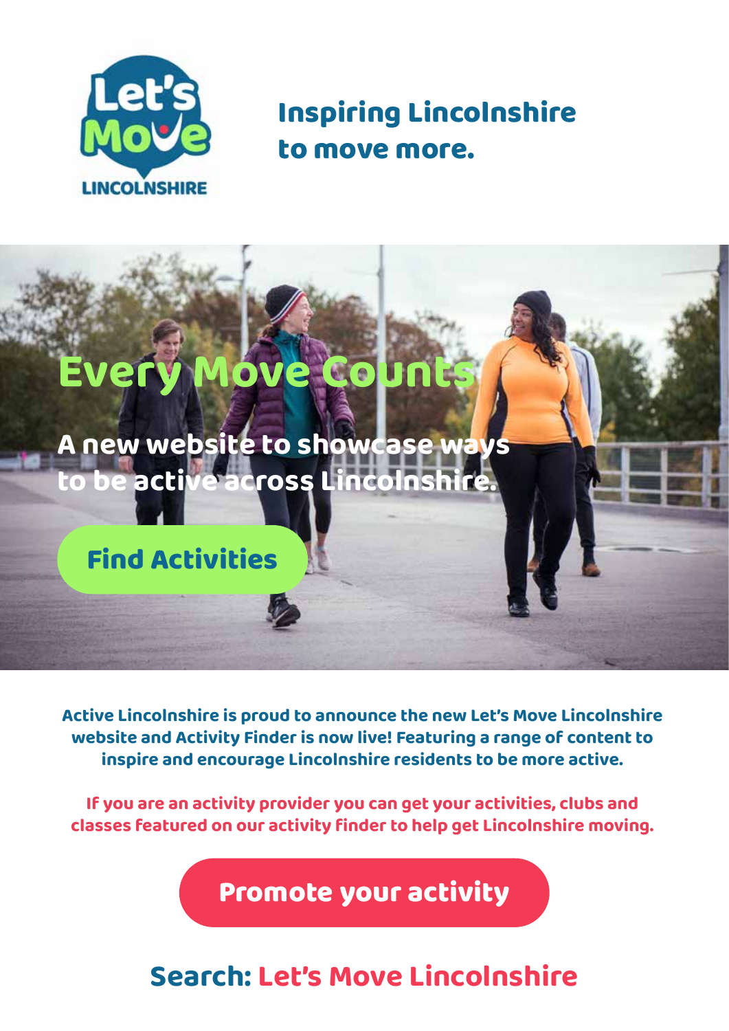Let's Move LINCOLNSHIRE

## Inspiring Lincolnshire to move more.

# Every Move Counts

**A new website to showcase ways to be active across Lincolnshire.**

Find Activities

**Active Lincolnshire is proud to announce the new Let's Move Lincolnshire website and Activity Finder is now live! Featuring a range of content to inspire and encourage Lincolnshire residents to be more active.**

**If you are an activity provider you can get your activities, clubs and classes featured on our activity finder to help get Lincolnshire moving.**

Promote your activity

## Search: Let's Move Lincolnshire